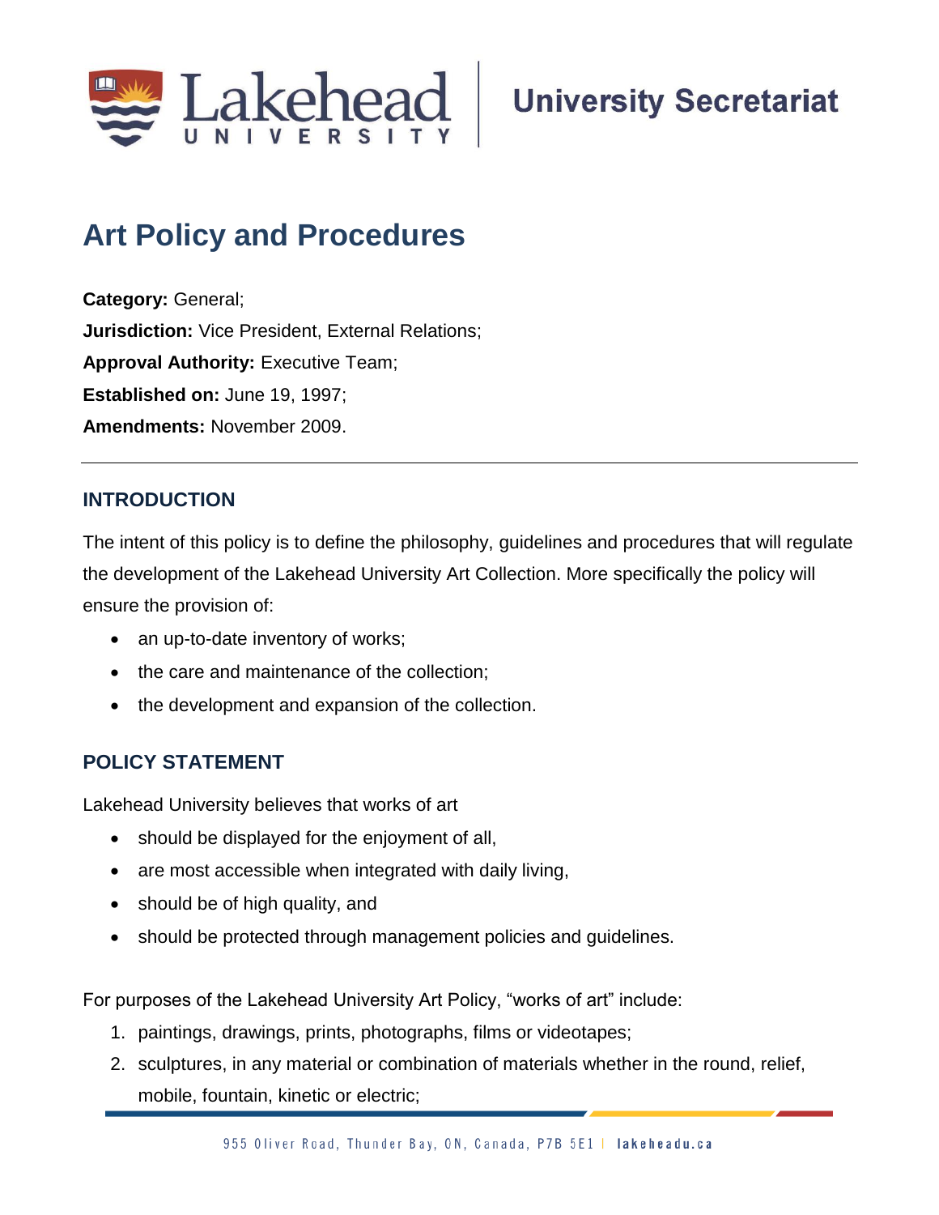Lakehead University | University Secretariat

# Art Policy and Procedures

**Category:** General;
**Jurisdiction:** Vice President, External Relations;
**Approval Authority:** Executive Team;
**Established on:** June 19, 1997;
**Amendments:** November 2009.

---

## INTRODUCTION

The intent of this policy is to define the philosophy, guidelines and procedures that will regulate the development of the Lakehead University Art Collection. More specifically the policy will ensure the provision of:

- an up-to-date inventory of works;
- the care and maintenance of the collection;
- the development and expansion of the collection.

## POLICY STATEMENT

Lakehead University believes that works of art

- should be displayed for the enjoyment of all,
- are most accessible when integrated with daily living,
- should be of high quality, and
- should be protected through management policies and guidelines.

For purposes of the Lakehead University Art Policy, "works of art" include:

1. paintings, drawings, prints, photographs, films or videotapes;
2. sculptures, in any material or combination of materials whether in the round, relief, mobile, fountain, kinetic or electric;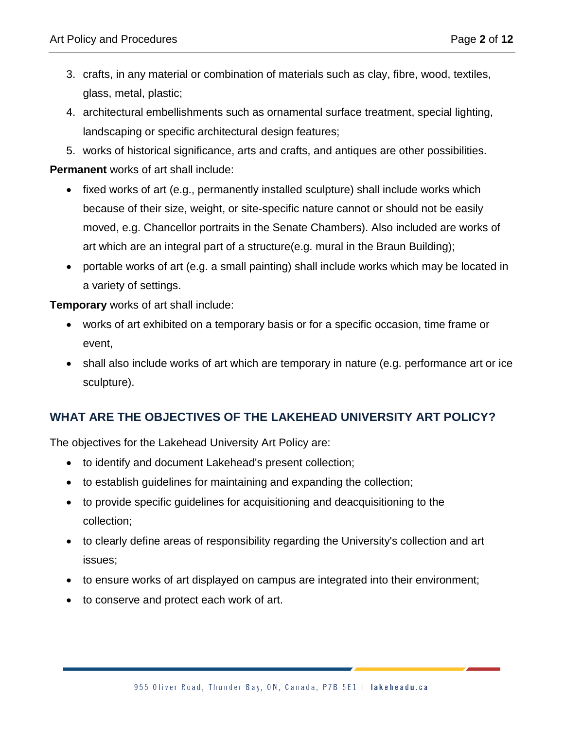3. crafts, in any material or combination of materials such as clay, fibre, wood, textiles, glass, metal, plastic;
4. architectural embellishments such as ornamental surface treatment, special lighting, landscaping or specific architectural design features;
5. works of historical significance, arts and crafts, and antiques are other possibilities.

**Permanent** works of art shall include:

- fixed works of art (e.g., permanently installed sculpture) shall include works which because of their size, weight, or site-specific nature cannot or should not be easily moved, e.g. Chancellor portraits in the Senate Chambers). Also included are works of art which are an integral part of a structure(e.g. mural in the Braun Building);
- portable works of art (e.g. a small painting) shall include works which may be located in a variety of settings.

**Temporary** works of art shall include:

- works of art exhibited on a temporary basis or for a specific occasion, time frame or event,
- shall also include works of art which are temporary in nature (e.g. performance art or ice sculpture).

## WHAT ARE THE OBJECTIVES OF THE LAKEHEAD UNIVERSITY ART POLICY?

The objectives for the Lakehead University Art Policy are:

- to identify and document Lakehead's present collection;
- to establish guidelines for maintaining and expanding the collection;
- to provide specific guidelines for acquisitioning and deacquisitioning to the collection;
- to clearly define areas of responsibility regarding the University's collection and art issues;
- to ensure works of art displayed on campus are integrated into their environment;
- to conserve and protect each work of art.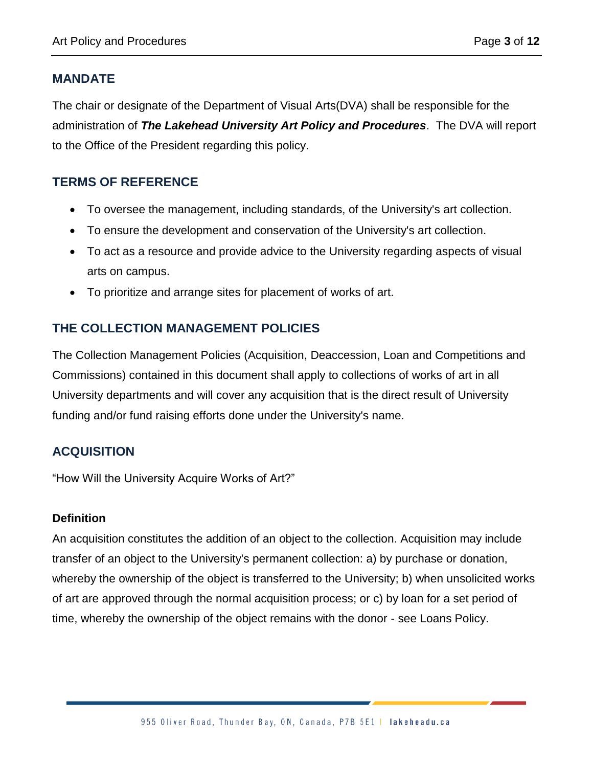## MANDATE

The chair or designate of the Department of Visual Arts(DVA) shall be responsible for the administration of ***The Lakehead University Art Policy and Procedures***. The DVA will report to the Office of the President regarding this policy.

## TERMS OF REFERENCE

- To oversee the management, including standards, of the University's art collection.
- To ensure the development and conservation of the University's art collection.
- To act as a resource and provide advice to the University regarding aspects of visual arts on campus.
- To prioritize and arrange sites for placement of works of art.

## THE COLLECTION MANAGEMENT POLICIES

The Collection Management Policies (Acquisition, Deaccession, Loan and Competitions and Commissions) contained in this document shall apply to collections of works of art in all University departments and will cover any acquisition that is the direct result of University funding and/or fund raising efforts done under the University's name.

## ACQUISITION

"How Will the University Acquire Works of Art?"

### Definition

An acquisition constitutes the addition of an object to the collection. Acquisition may include transfer of an object to the University's permanent collection: a) by purchase or donation, whereby the ownership of the object is transferred to the University; b) when unsolicited works of art are approved through the normal acquisition process; or c) by loan for a set period of time, whereby the ownership of the object remains with the donor - see Loans Policy.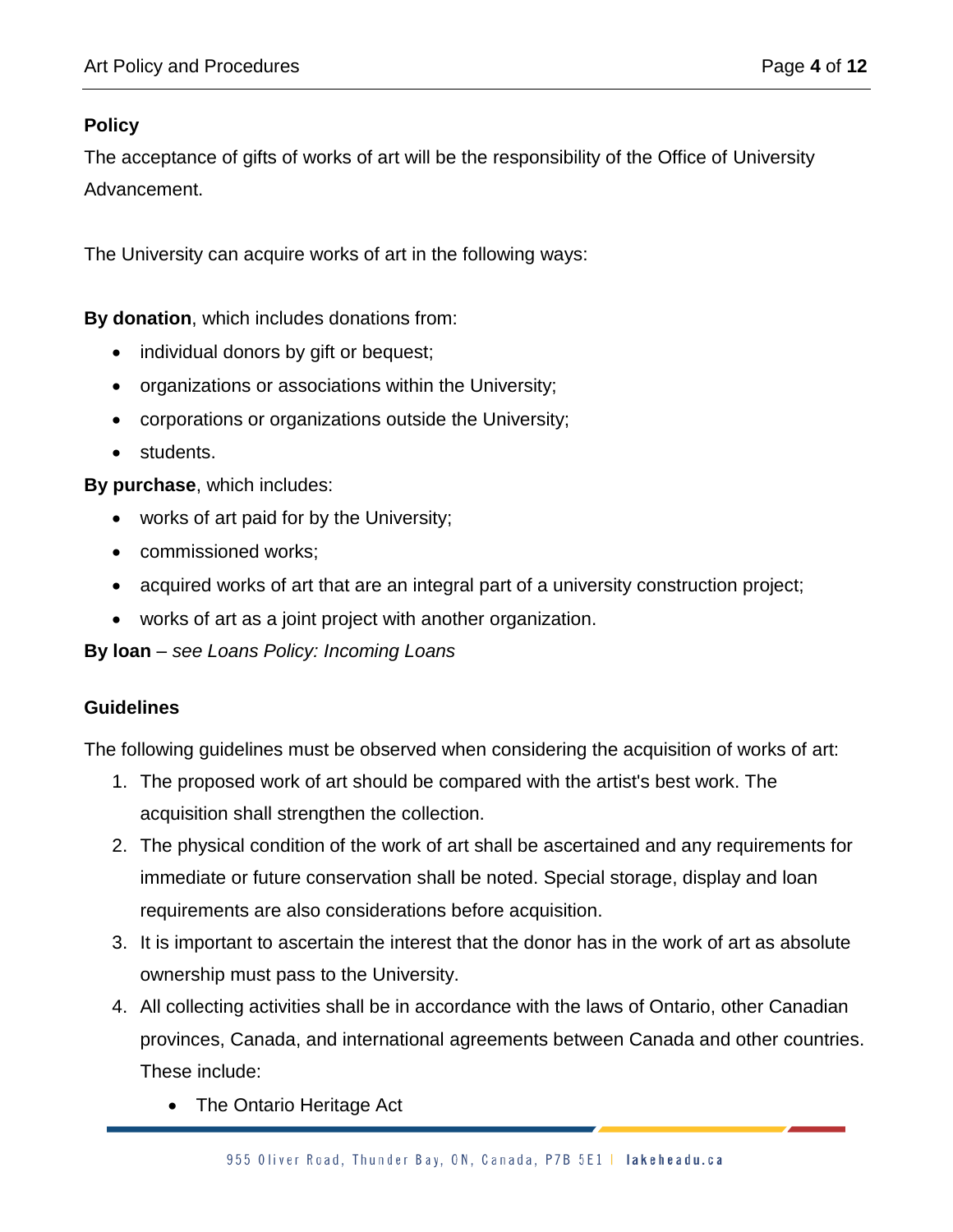**Policy**

The acceptance of gifts of works of art will be the responsibility of the Office of University Advancement.

The University can acquire works of art in the following ways:

**By donation**, which includes donations from:

- individual donors by gift or bequest;
- organizations or associations within the University;
- corporations or organizations outside the University;
- students.

**By purchase**, which includes:

- works of art paid for by the University;
- commissioned works;
- acquired works of art that are an integral part of a university construction project;
- works of art as a joint project with another organization.

**By loan** – *see Loans Policy: Incoming Loans*

**Guidelines**

The following guidelines must be observed when considering the acquisition of works of art:

1. The proposed work of art should be compared with the artist's best work. The acquisition shall strengthen the collection.
2. The physical condition of the work of art shall be ascertained and any requirements for immediate or future conservation shall be noted. Special storage, display and loan requirements are also considerations before acquisition.
3. It is important to ascertain the interest that the donor has in the work of art as absolute ownership must pass to the University.
4. All collecting activities shall be in accordance with the laws of Ontario, other Canadian provinces, Canada, and international agreements between Canada and other countries. These include:
    - The Ontario Heritage Act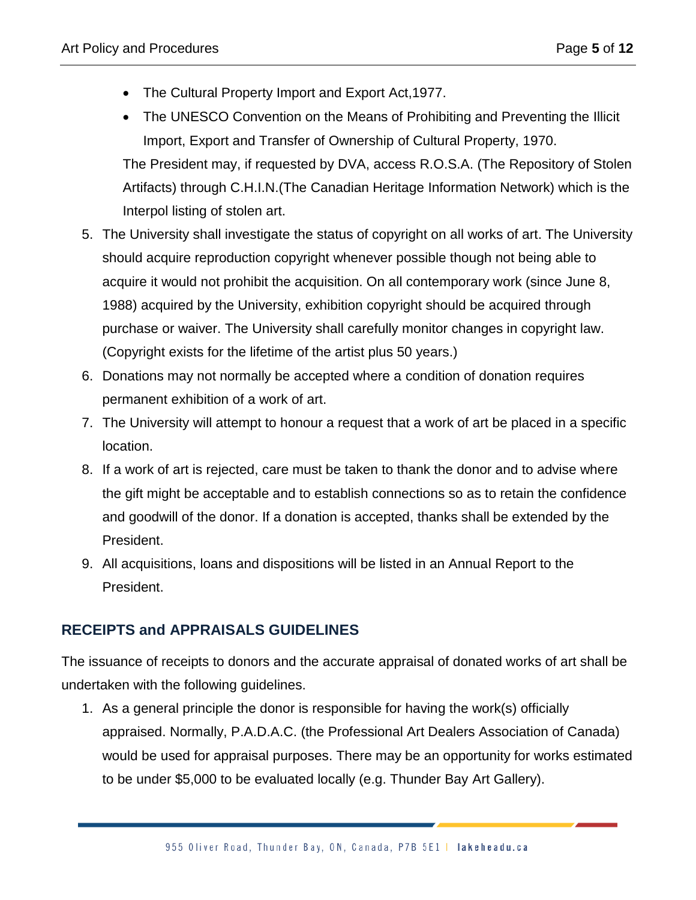- The Cultural Property Import and Export Act,1977.
- The UNESCO Convention on the Means of Prohibiting and Preventing the Illicit Import, Export and Transfer of Ownership of Cultural Property, 1970.

  The President may, if requested by DVA, access R.O.S.A. (The Repository of Stolen Artifacts) through C.H.I.N.(The Canadian Heritage Information Network) which is the Interpol listing of stolen art.

5. The University shall investigate the status of copyright on all works of art. The University should acquire reproduction copyright whenever possible though not being able to acquire it would not prohibit the acquisition. On all contemporary work (since June 8, 1988) acquired by the University, exhibition copyright should be acquired through purchase or waiver. The University shall carefully monitor changes in copyright law. (Copyright exists for the lifetime of the artist plus 50 years.)
6. Donations may not normally be accepted where a condition of donation requires permanent exhibition of a work of art.
7. The University will attempt to honour a request that a work of art be placed in a specific location.
8. If a work of art is rejected, care must be taken to thank the donor and to advise where the gift might be acceptable and to establish connections so as to retain the confidence and goodwill of the donor. If a donation is accepted, thanks shall be extended by the President.
9. All acquisitions, loans and dispositions will be listed in an Annual Report to the President.

## RECEIPTS and APPRAISALS GUIDELINES

The issuance of receipts to donors and the accurate appraisal of donated works of art shall be undertaken with the following guidelines.

1. As a general principle the donor is responsible for having the work(s) officially appraised. Normally, P.A.D.A.C. (the Professional Art Dealers Association of Canada) would be used for appraisal purposes. There may be an opportunity for works estimated to be under $5,000 to be evaluated locally (e.g. Thunder Bay Art Gallery).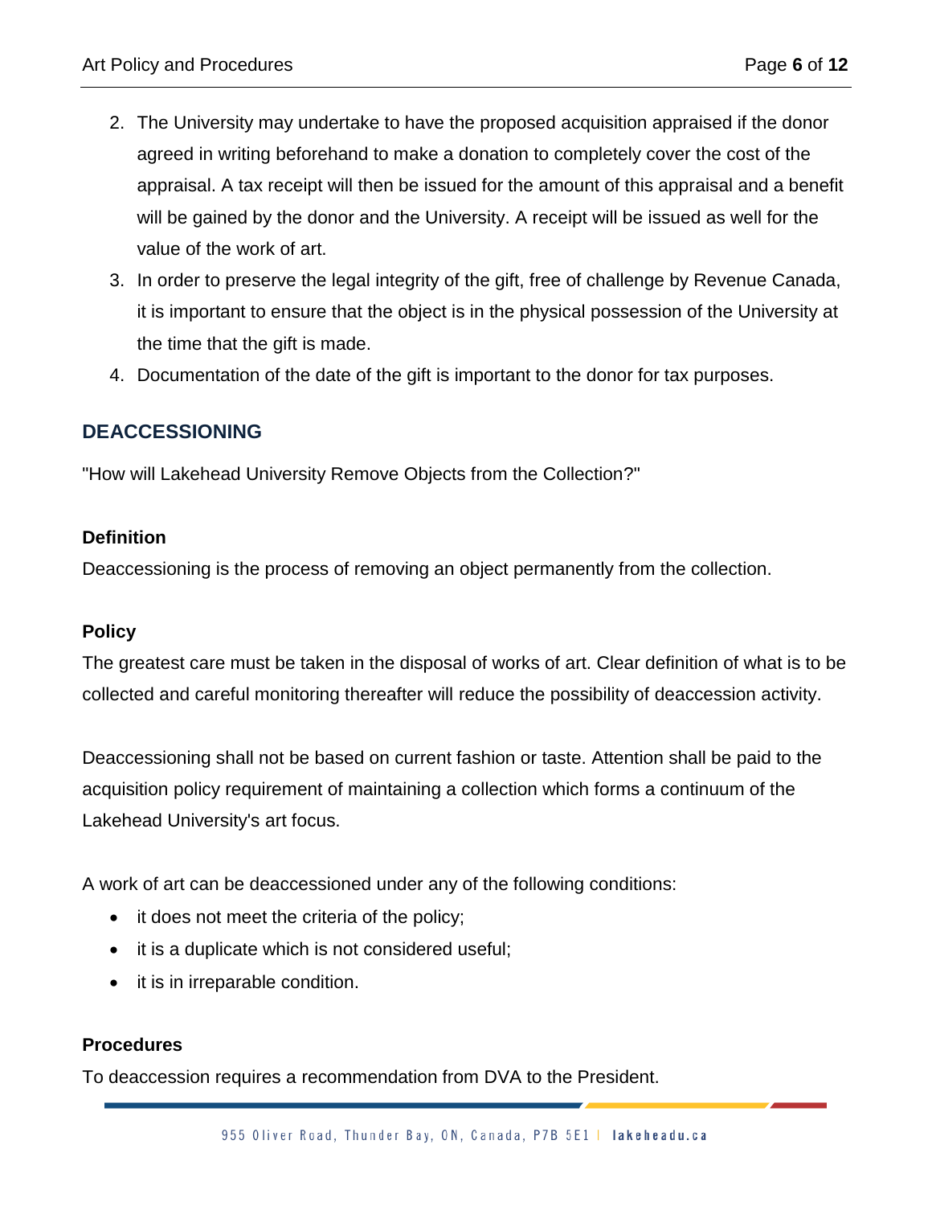2. The University may undertake to have the proposed acquisition appraised if the donor agreed in writing beforehand to make a donation to completely cover the cost of the appraisal. A tax receipt will then be issued for the amount of this appraisal and a benefit will be gained by the donor and the University. A receipt will be issued as well for the value of the work of art.
3. In order to preserve the legal integrity of the gift, free of challenge by Revenue Canada, it is important to ensure that the object is in the physical possession of the University at the time that the gift is made.
4. Documentation of the date of the gift is important to the donor for tax purposes.

## DEACCESSIONING

"How will Lakehead University Remove Objects from the Collection?"

**Definition**

Deaccessioning is the process of removing an object permanently from the collection.

**Policy**

The greatest care must be taken in the disposal of works of art. Clear definition of what is to be collected and careful monitoring thereafter will reduce the possibility of deaccession activity.

Deaccessioning shall not be based on current fashion or taste. Attention shall be paid to the acquisition policy requirement of maintaining a collection which forms a continuum of the Lakehead University's art focus.

A work of art can be deaccessioned under any of the following conditions:

- it does not meet the criteria of the policy;
- it is a duplicate which is not considered useful;
- it is in irreparable condition.

**Procedures**

To deaccession requires a recommendation from DVA to the President.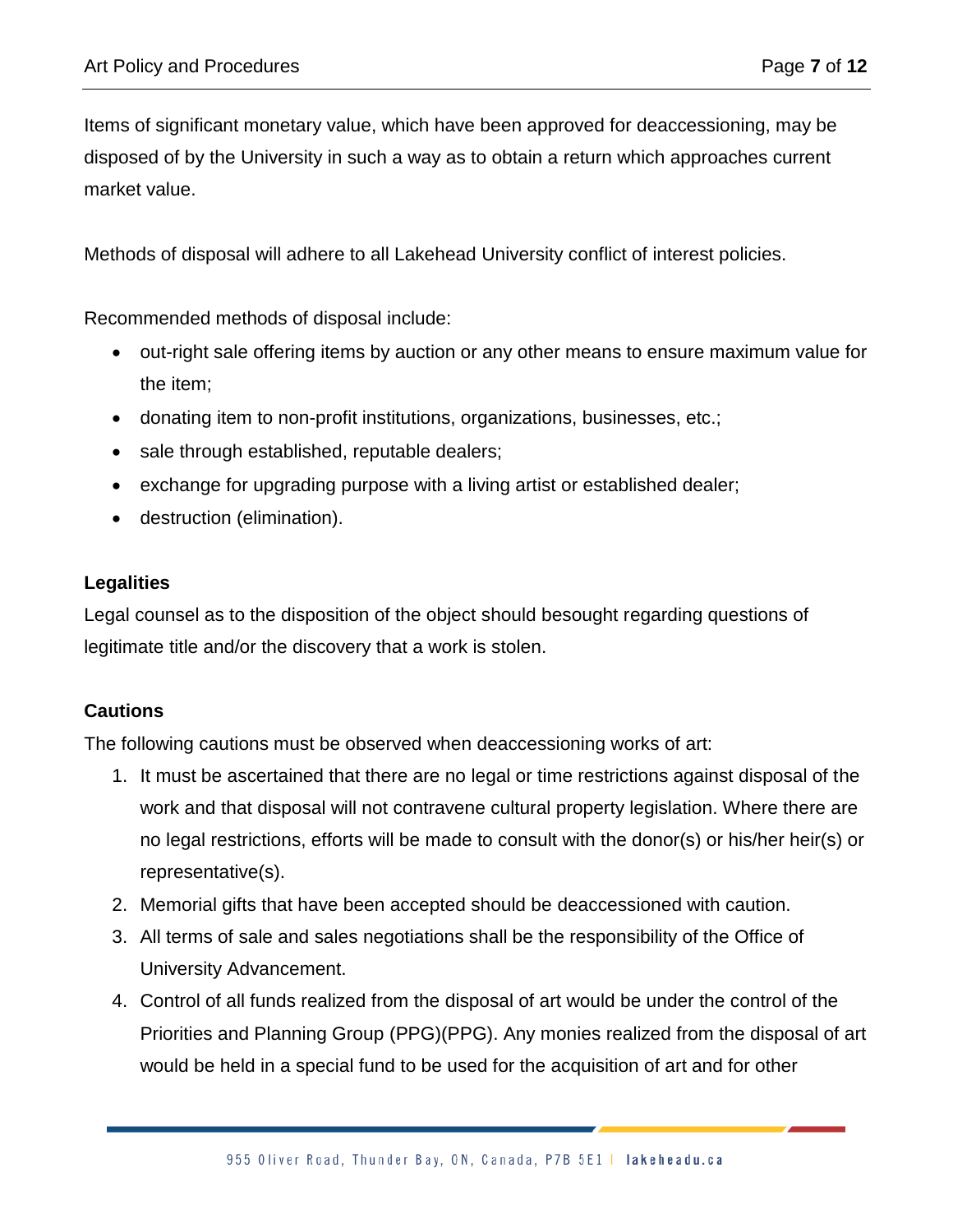Items of significant monetary value, which have been approved for deaccessioning, may be disposed of by the University in such a way as to obtain a return which approaches current market value.

Methods of disposal will adhere to all Lakehead University conflict of interest policies.

Recommended methods of disposal include:

- out-right sale offering items by auction or any other means to ensure maximum value for the item;
- donating item to non-profit institutions, organizations, businesses, etc.;
- sale through established, reputable dealers;
- exchange for upgrading purpose with a living artist or established dealer;
- destruction (elimination).

**Legalities**

Legal counsel as to the disposition of the object should besought regarding questions of legitimate title and/or the discovery that a work is stolen.

**Cautions**

The following cautions must be observed when deaccessioning works of art:

1. It must be ascertained that there are no legal or time restrictions against disposal of the work and that disposal will not contravene cultural property legislation. Where there are no legal restrictions, efforts will be made to consult with the donor(s) or his/her heir(s) or representative(s).
2. Memorial gifts that have been accepted should be deaccessioned with caution.
3. All terms of sale and sales negotiations shall be the responsibility of the Office of University Advancement.
4. Control of all funds realized from the disposal of art would be under the control of the Priorities and Planning Group (PPG)(PPG). Any monies realized from the disposal of art would be held in a special fund to be used for the acquisition of art and for other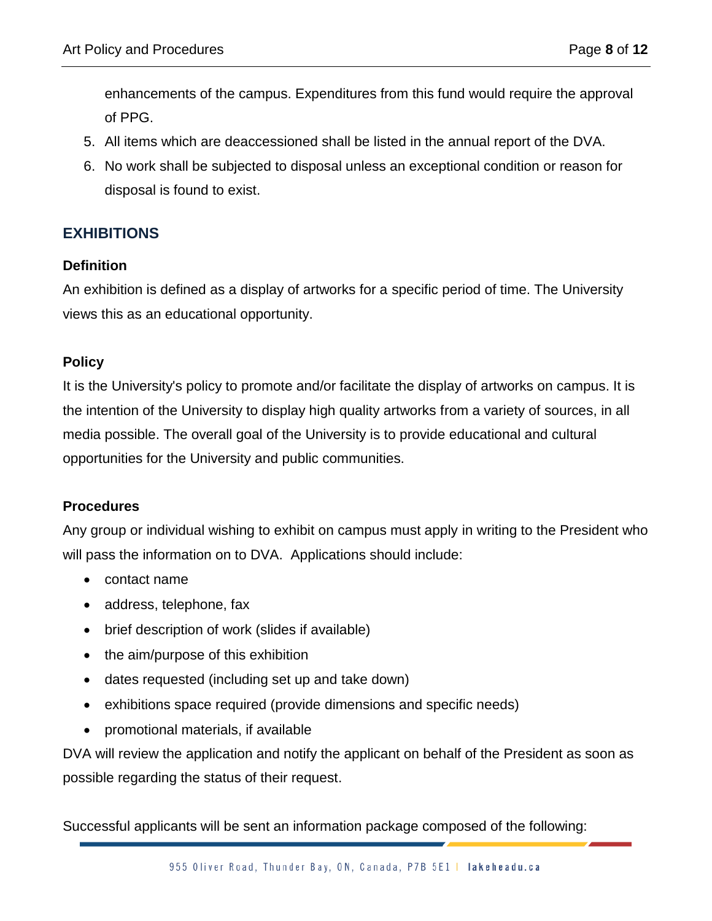enhancements of the campus. Expenditures from this fund would require the approval of PPG.

5. All items which are deaccessioned shall be listed in the annual report of the DVA.
6. No work shall be subjected to disposal unless an exceptional condition or reason for disposal is found to exist.

## EXHIBITIONS

### Definition

An exhibition is defined as a display of artworks for a specific period of time. The University views this as an educational opportunity.

### Policy

It is the University's policy to promote and/or facilitate the display of artworks on campus. It is the intention of the University to display high quality artworks from a variety of sources, in all media possible. The overall goal of the University is to provide educational and cultural opportunities for the University and public communities.

### Procedures

Any group or individual wishing to exhibit on campus must apply in writing to the President who will pass the information on to DVA. Applications should include:

- contact name
- address, telephone, fax
- brief description of work (slides if available)
- the aim/purpose of this exhibition
- dates requested (including set up and take down)
- exhibitions space required (provide dimensions and specific needs)
- promotional materials, if available

DVA will review the application and notify the applicant on behalf of the President as soon as possible regarding the status of their request.

Successful applicants will be sent an information package composed of the following: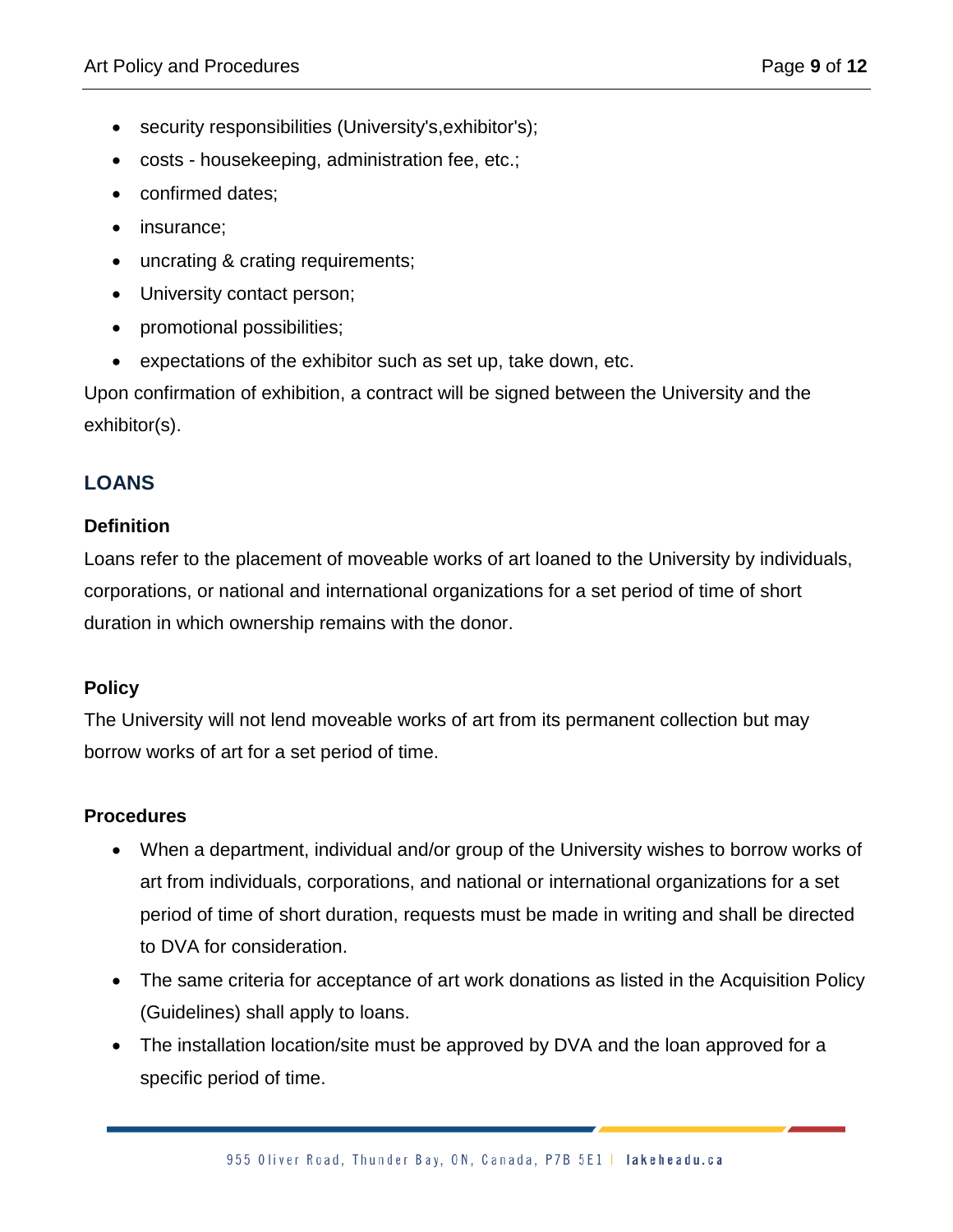- security responsibilities (University's,exhibitor's);
- costs - housekeeping, administration fee, etc.;
- confirmed dates;
- insurance;
- uncrating & crating requirements;
- University contact person;
- promotional possibilities;
- expectations of the exhibitor such as set up, take down, etc.

Upon confirmation of exhibition, a contract will be signed between the University and the exhibitor(s).

## LOANS

### Definition

Loans refer to the placement of moveable works of art loaned to the University by individuals, corporations, or national and international organizations for a set period of time of short duration in which ownership remains with the donor.

### Policy

The University will not lend moveable works of art from its permanent collection but may borrow works of art for a set period of time.

### Procedures

- When a department, individual and/or group of the University wishes to borrow works of art from individuals, corporations, and national or international organizations for a set period of time of short duration, requests must be made in writing and shall be directed to DVA for consideration.
- The same criteria for acceptance of art work donations as listed in the Acquisition Policy (Guidelines) shall apply to loans.
- The installation location/site must be approved by DVA and the loan approved for a specific period of time.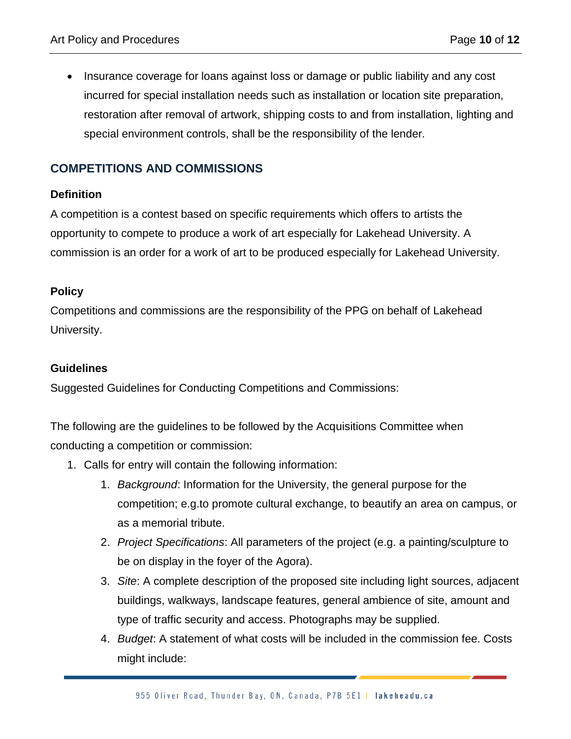- Insurance coverage for loans against loss or damage or public liability and any cost incurred for special installation needs such as installation or location site preparation, restoration after removal of artwork, shipping costs to and from installation, lighting and special environment controls, shall be the responsibility of the lender.

## COMPETITIONS AND COMMISSIONS

### Definition

A competition is a contest based on specific requirements which offers to artists the opportunity to compete to produce a work of art especially for Lakehead University. A commission is an order for a work of art to be produced especially for Lakehead University.

### Policy

Competitions and commissions are the responsibility of the PPG on behalf of Lakehead University.

### Guidelines

Suggested Guidelines for Conducting Competitions and Commissions:

The following are the guidelines to be followed by the Acquisitions Committee when conducting a competition or commission:

1. Calls for entry will contain the following information:
    1. *Background*: Information for the University, the general purpose for the competition; e.g.to promote cultural exchange, to beautify an area on campus, or as a memorial tribute.
    2. *Project Specifications*: All parameters of the project (e.g. a painting/sculpture to be on display in the foyer of the Agora).
    3. *Site*: A complete description of the proposed site including light sources, adjacent buildings, walkways, landscape features, general ambience of site, amount and type of traffic security and access. Photographs may be supplied.
    4. *Budget*: A statement of what costs will be included in the commission fee. Costs might include: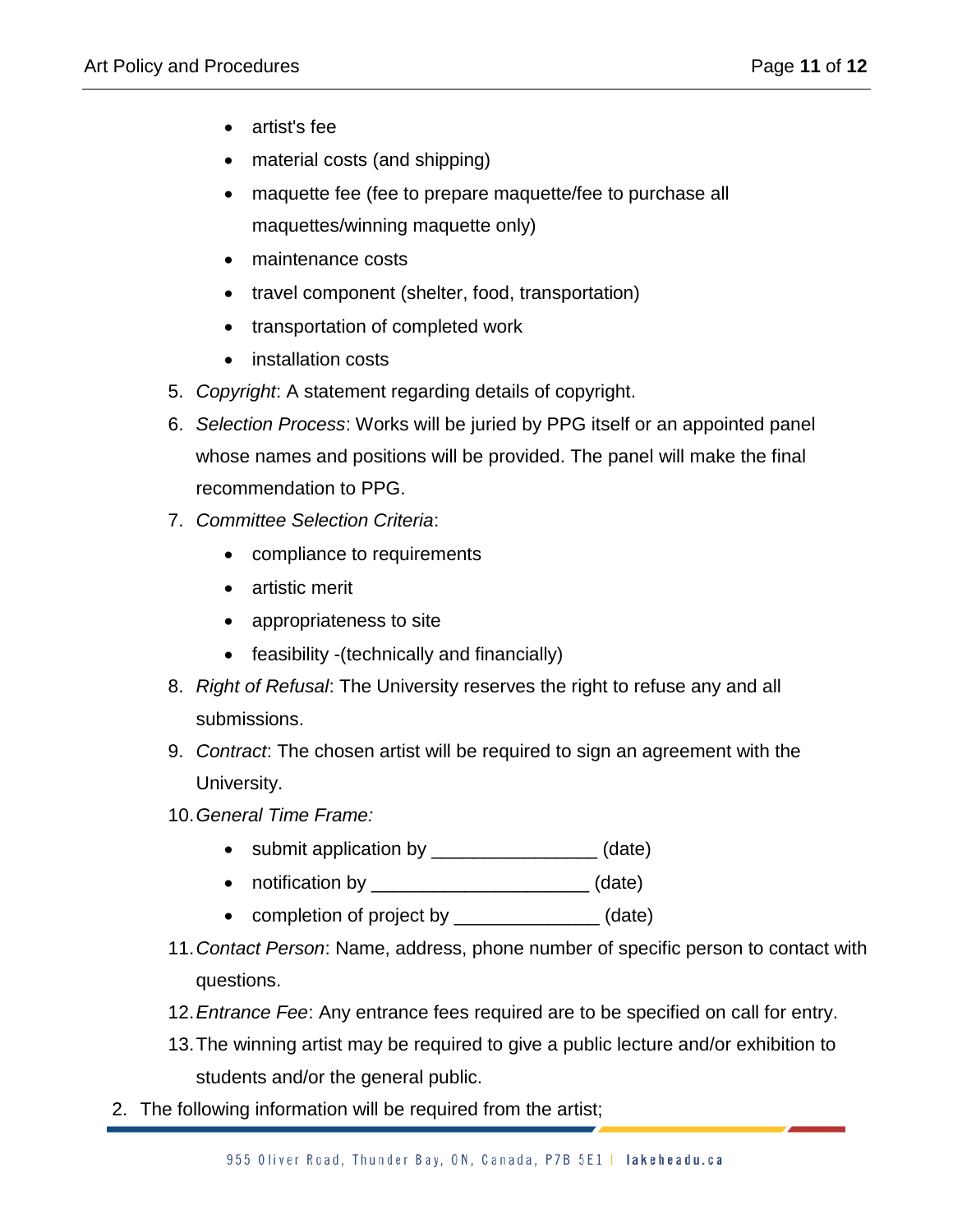- artist's fee
- material costs (and shipping)
- maquette fee (fee to prepare maquette/fee to purchase all maquettes/winning maquette only)
- maintenance costs
- travel component (shelter, food, transportation)
- transportation of completed work
- installation costs

5. *Copyright*: A statement regarding details of copyright.
6. *Selection Process*: Works will be juried by PPG itself or an appointed panel whose names and positions will be provided. The panel will make the final recommendation to PPG.
7. *Committee Selection Criteria*:
   - compliance to requirements
   - artistic merit
   - appropriateness to site
   - feasibility -(technically and financially)
8. *Right of Refusal*: The University reserves the right to refuse any and all submissions.
9. *Contract*: The chosen artist will be required to sign an agreement with the University.
10. *General Time Frame:*
    - submit application by ________________ (date)
    - notification by _____________________ (date)
    - completion of project by ______________ (date)
11. *Contact Person*: Name, address, phone number of specific person to contact with questions.
12. *Entrance Fee*: Any entrance fees required are to be specified on call for entry.
13. The winning artist may be required to give a public lecture and/or exhibition to students and/or the general public.

2. The following information will be required from the artist;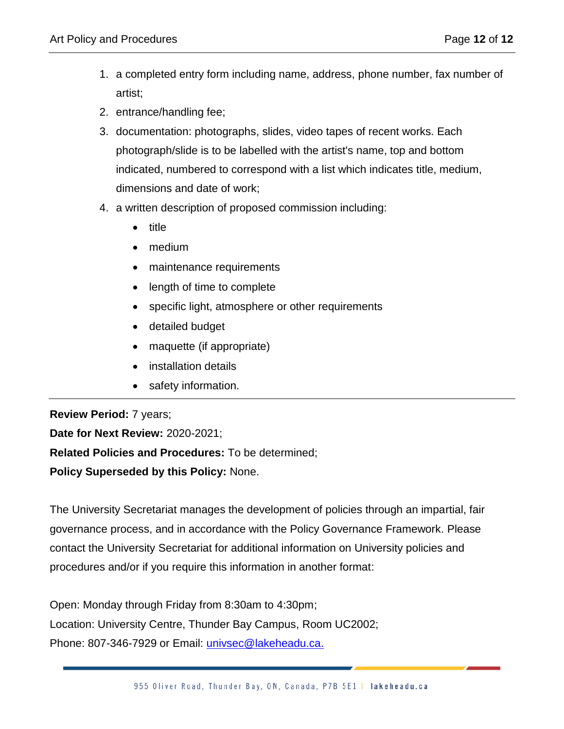1. a completed entry form including name, address, phone number, fax number of artist;
2. entrance/handling fee;
3. documentation: photographs, slides, video tapes of recent works. Each photograph/slide is to be labelled with the artist's name, top and bottom indicated, numbered to correspond with a list which indicates title, medium, dimensions and date of work;
4. a written description of proposed commission including:
    - title
    - medium
    - maintenance requirements
    - length of time to complete
    - specific light, atmosphere or other requirements
    - detailed budget
    - maquette (if appropriate)
    - installation details
    - safety information.

---

**Review Period:** 7 years;

**Date for Next Review:** 2020-2021;

**Related Policies and Procedures:** To be determined;

**Policy Superseded by this Policy:** None.

The University Secretariat manages the development of policies through an impartial, fair governance process, and in accordance with the Policy Governance Framework. Please contact the University Secretariat for additional information on University policies and procedures and/or if you require this information in another format:

Open: Monday through Friday from 8:30am to 4:30pm;

Location: University Centre, Thunder Bay Campus, Room UC2002;

Phone: 807-346-7929 or Email: univsec@lakeheadu.ca.